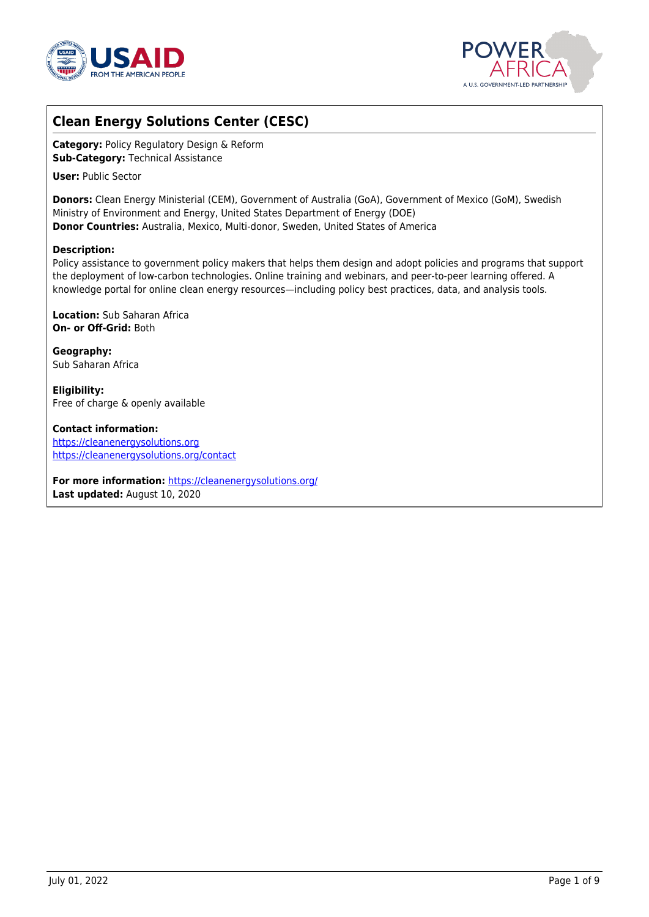## Clean Energy Solutions Center (CESC)

**Category:** Policy Regulatory Design & Reform
**Sub-Category:** Technical Assistance

**User:** Public Sector

**Donors:** Clean Energy Ministerial (CEM), Government of Australia (GoA), Government of Mexico (GoM), Swedish Ministry of Environment and Energy, United States Department of Energy (DOE)
**Donor Countries:** Australia, Mexico, Multi-donor, Sweden, United States of America

**Description:**
Policy assistance to government policy makers that helps them design and adopt policies and programs that support the deployment of low-carbon technologies. Online training and webinars, and peer-to-peer learning offered. A knowledge portal for online clean energy resources—including policy best practices, data, and analysis tools.

**Location:** Sub Saharan Africa
**On- or Off-Grid:** Both

**Geography:**
Sub Saharan Africa

**Eligibility:**
Free of charge & openly available

**Contact information:**
https://cleanenergysolutions.org
https://cleanenergysolutions.org/contact

**For more information:** https://cleanenergysolutions.org/
**Last updated:** August 10, 2020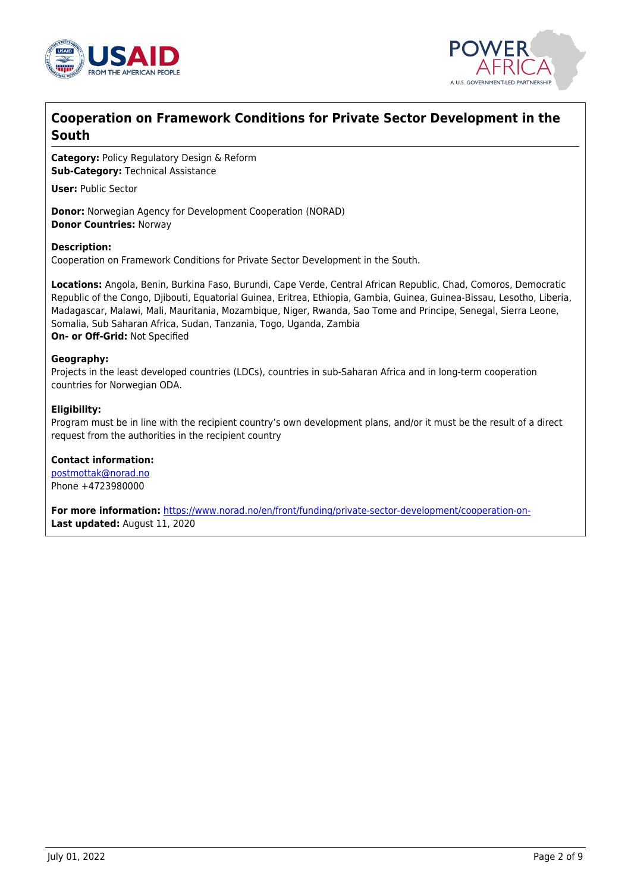## Cooperation on Framework Conditions for Private Sector Development in the South

**Category:** Policy Regulatory Design & Reform
**Sub-Category:** Technical Assistance

**User:** Public Sector

**Donor:** Norwegian Agency for Development Cooperation (NORAD)
**Donor Countries:** Norway

**Description:**
Cooperation on Framework Conditions for Private Sector Development in the South.

**Locations:** Angola, Benin, Burkina Faso, Burundi, Cape Verde, Central African Republic, Chad, Comoros, Democratic Republic of the Congo, Djibouti, Equatorial Guinea, Eritrea, Ethiopia, Gambia, Guinea, Guinea-Bissau, Lesotho, Liberia, Madagascar, Malawi, Mali, Mauritania, Mozambique, Niger, Rwanda, Sao Tome and Principe, Senegal, Sierra Leone, Somalia, Sub Saharan Africa, Sudan, Tanzania, Togo, Uganda, Zambia
**On- or Off-Grid:** Not Specified

**Geography:**
Projects in the least developed countries (LDCs), countries in sub-Saharan Africa and in long-term cooperation countries for Norwegian ODA.

**Eligibility:**
Program must be in line with the recipient country's own development plans, and/or it must be the result of a direct request from the authorities in the recipient country

**Contact information:**
postmottak@norad.no
Phone +4723980000

**For more information:** https://www.norad.no/en/front/funding/private-sector-development/cooperation-on-
**Last updated:** August 11, 2020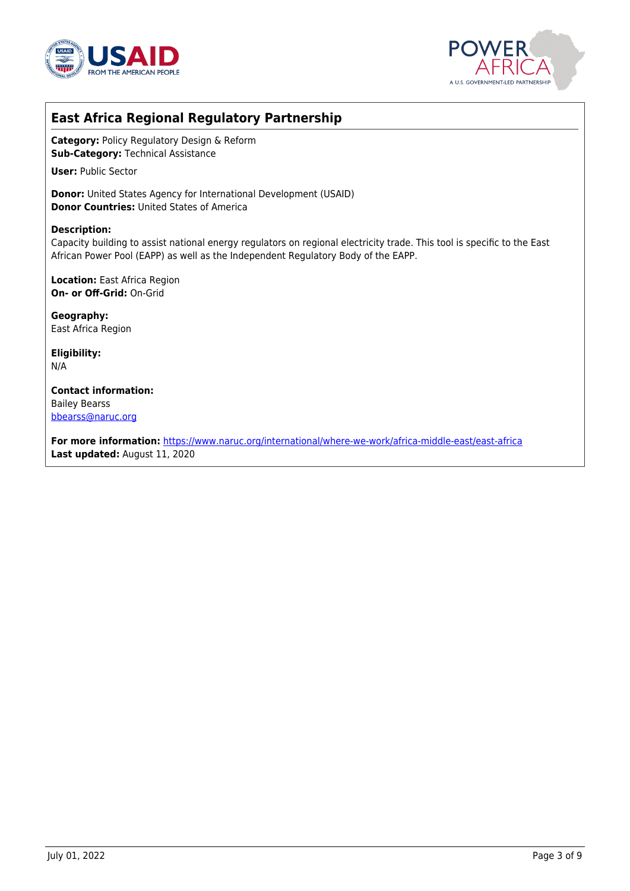## East Africa Regional Regulatory Partnership

**Category:** Policy Regulatory Design & Reform
**Sub-Category:** Technical Assistance

**User:** Public Sector

**Donor:** United States Agency for International Development (USAID)
**Donor Countries:** United States of America

**Description:**
Capacity building to assist national energy regulators on regional electricity trade. This tool is specific to the East African Power Pool (EAPP) as well as the Independent Regulatory Body of the EAPP.

**Location:** East Africa Region
**On- or Off-Grid:** On-Grid

**Geography:**
East Africa Region

**Eligibility:**
N/A

**Contact information:**
Bailey Bearss
bbearss@naruc.org

**For more information:** https://www.naruc.org/international/where-we-work/africa-middle-east/east-africa
**Last updated:** August 11, 2020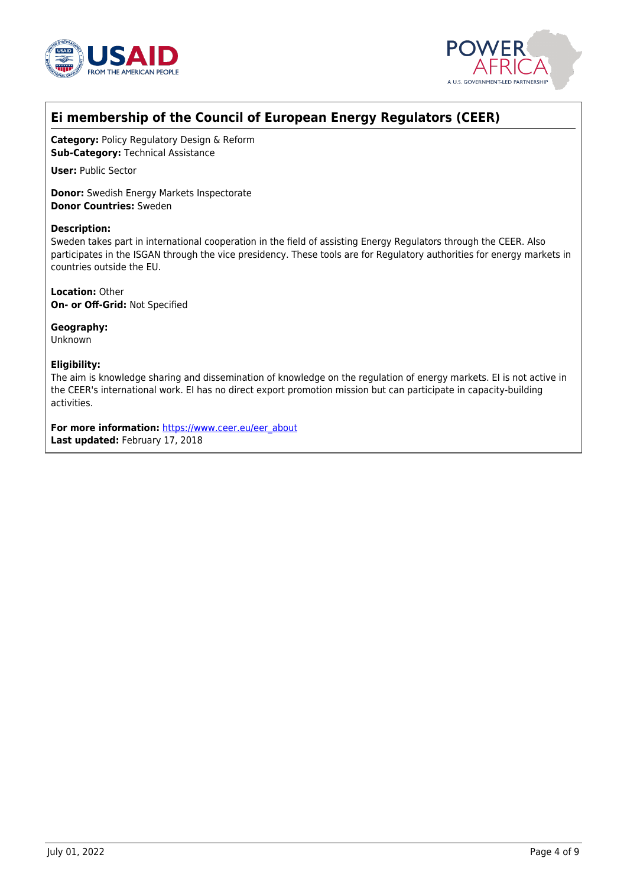## Ei membership of the Council of European Energy Regulators (CEER)

**Category:** Policy Regulatory Design & Reform
**Sub-Category:** Technical Assistance

**User:** Public Sector

**Donor:** Swedish Energy Markets Inspectorate
**Donor Countries:** Sweden

**Description:**
Sweden takes part in international cooperation in the field of assisting Energy Regulators through the CEER. Also participates in the ISGAN through the vice presidency. These tools are for Regulatory authorities for energy markets in countries outside the EU.

**Location:** Other
**On- or Off-Grid:** Not Specified

**Geography:**
Unknown

**Eligibility:**
The aim is knowledge sharing and dissemination of knowledge on the regulation of energy markets. EI is not active in the CEER's international work. EI has no direct export promotion mission but can participate in capacity-building activities.

**For more information:** https://www.ceer.eu/eer_about
**Last updated:** February 17, 2018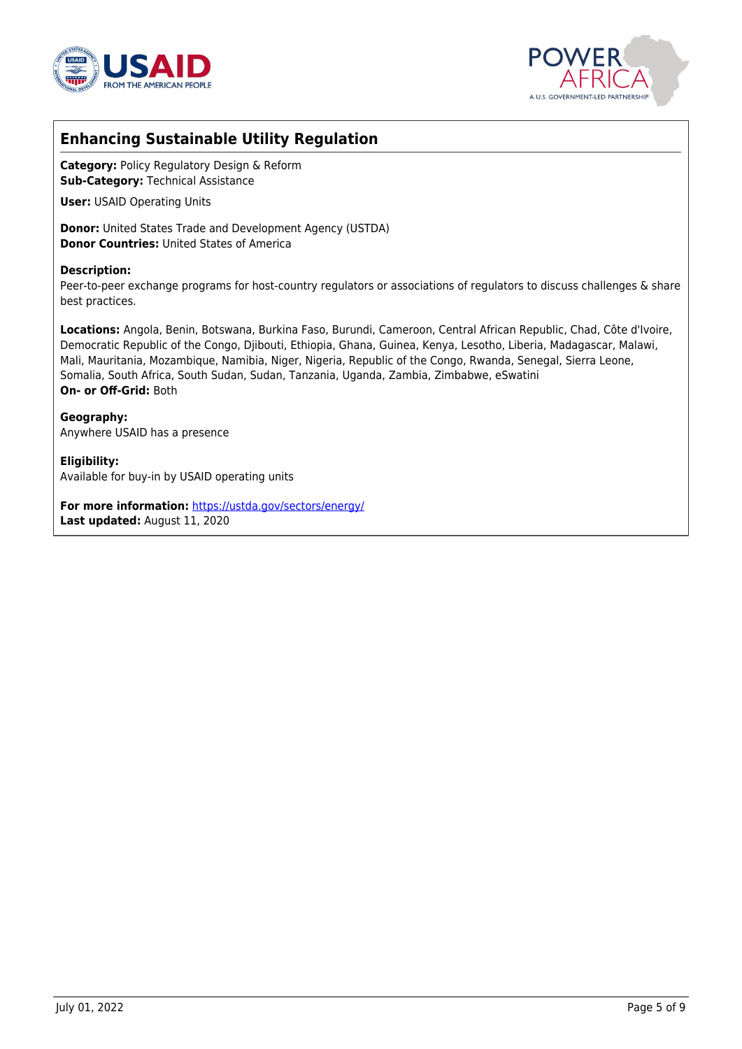## Enhancing Sustainable Utility Regulation

**Category:** Policy Regulatory Design & Reform
**Sub-Category:** Technical Assistance

**User:** USAID Operating Units

**Donor:** United States Trade and Development Agency (USTDA)
**Donor Countries:** United States of America

**Description:**
Peer-to-peer exchange programs for host-country regulators or associations of regulators to discuss challenges & share best practices.

**Locations:** Angola, Benin, Botswana, Burkina Faso, Burundi, Cameroon, Central African Republic, Chad, Côte d'Ivoire, Democratic Republic of the Congo, Djibouti, Ethiopia, Ghana, Guinea, Kenya, Lesotho, Liberia, Madagascar, Malawi, Mali, Mauritania, Mozambique, Namibia, Niger, Nigeria, Republic of the Congo, Rwanda, Senegal, Sierra Leone, Somalia, South Africa, South Sudan, Sudan, Tanzania, Uganda, Zambia, Zimbabwe, eSwatini
**On- or Off-Grid:** Both

**Geography:**
Anywhere USAID has a presence

**Eligibility:**
Available for buy-in by USAID operating units

**For more information:** https://ustda.gov/sectors/energy/
**Last updated:** August 11, 2020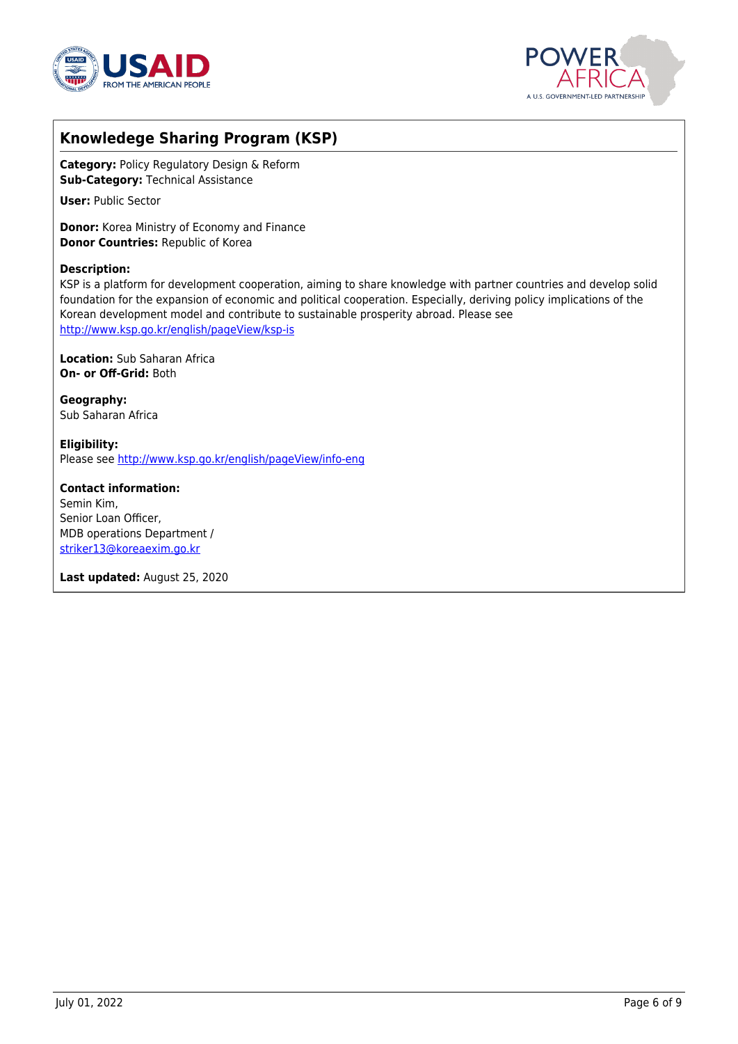## Knowledege Sharing Program (KSP)

**Category:** Policy Regulatory Design & Reform
**Sub-Category:** Technical Assistance

**User:** Public Sector

**Donor:** Korea Ministry of Economy and Finance
**Donor Countries:** Republic of Korea

**Description:**
KSP is a platform for development cooperation, aiming to share knowledge with partner countries and develop solid foundation for the expansion of economic and political cooperation. Especially, deriving policy implications of the Korean development model and contribute to sustainable prosperity abroad. Please see http://www.ksp.go.kr/english/pageView/ksp-is

**Location:** Sub Saharan Africa
**On- or Off-Grid:** Both

**Geography:**
Sub Saharan Africa

**Eligibility:**
Please see http://www.ksp.go.kr/english/pageView/info-eng

**Contact information:**
Semin Kim,
Senior Loan Officer,
MDB operations Department /
striker13@koreaexim.go.kr

**Last updated:** August 25, 2020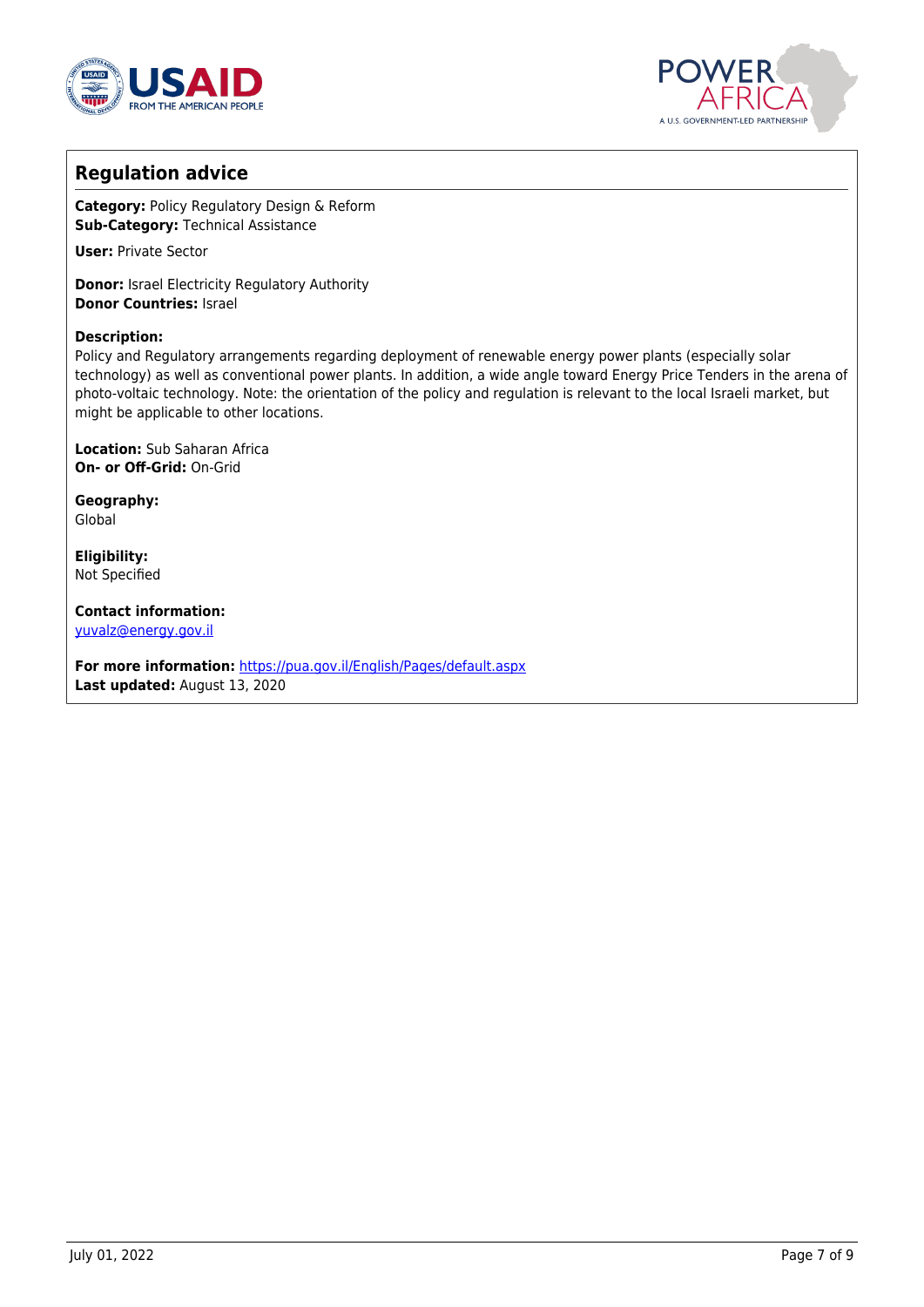## Regulation advice

**Category:** Policy Regulatory Design & Reform
**Sub-Category:** Technical Assistance

**User:** Private Sector

**Donor:** Israel Electricity Regulatory Authority
**Donor Countries:** Israel

**Description:**
Policy and Regulatory arrangements regarding deployment of renewable energy power plants (especially solar technology) as well as conventional power plants. In addition, a wide angle toward Energy Price Tenders in the arena of photo-voltaic technology. Note: the orientation of the policy and regulation is relevant to the local Israeli market, but might be applicable to other locations.

**Location:** Sub Saharan Africa
**On- or Off-Grid:** On-Grid

**Geography:**
Global

**Eligibility:**
Not Specified

**Contact information:**
yuvalz@energy.gov.il

**For more information:** https://pua.gov.il/English/Pages/default.aspx
**Last updated:** August 13, 2020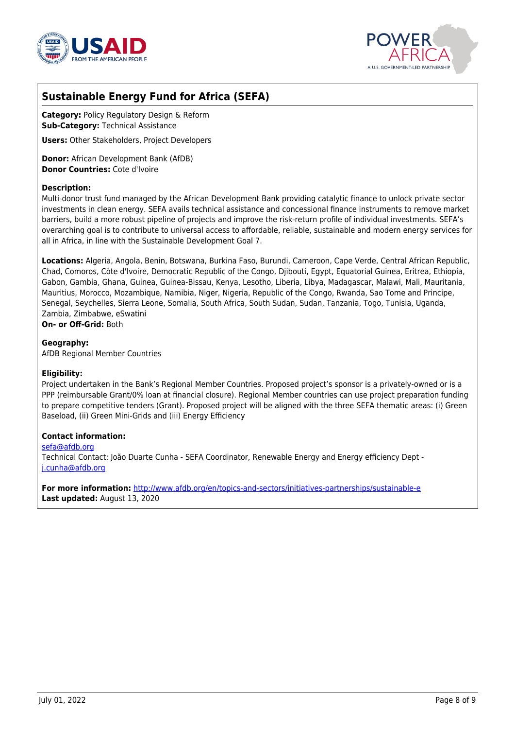## Sustainable Energy Fund for Africa (SEFA)

**Category:** Policy Regulatory Design & Reform
**Sub-Category:** Technical Assistance

**Users:** Other Stakeholders, Project Developers

**Donor:** African Development Bank (AfDB)
**Donor Countries:** Cote d'Ivoire

**Description:**
Multi-donor trust fund managed by the African Development Bank providing catalytic finance to unlock private sector investments in clean energy. SEFA avails technical assistance and concessional finance instruments to remove market barriers, build a more robust pipeline of projects and improve the risk-return profile of individual investments. SEFA's overarching goal is to contribute to universal access to affordable, reliable, sustainable and modern energy services for all in Africa, in line with the Sustainable Development Goal 7.

**Locations:** Algeria, Angola, Benin, Botswana, Burkina Faso, Burundi, Cameroon, Cape Verde, Central African Republic, Chad, Comoros, Côte d'Ivoire, Democratic Republic of the Congo, Djibouti, Egypt, Equatorial Guinea, Eritrea, Ethiopia, Gabon, Gambia, Ghana, Guinea, Guinea-Bissau, Kenya, Lesotho, Liberia, Libya, Madagascar, Malawi, Mali, Mauritania, Mauritius, Morocco, Mozambique, Namibia, Niger, Nigeria, Republic of the Congo, Rwanda, Sao Tome and Principe, Senegal, Seychelles, Sierra Leone, Somalia, South Africa, South Sudan, Sudan, Tanzania, Togo, Tunisia, Uganda, Zambia, Zimbabwe, eSwatini
**On- or Off-Grid:** Both

**Geography:**
AfDB Regional Member Countries

**Eligibility:**
Project undertaken in the Bank's Regional Member Countries. Proposed project's sponsor is a privately-owned or is a PPP (reimbursable Grant/0% loan at financial closure). Regional Member countries can use project preparation funding to prepare competitive tenders (Grant). Proposed project will be aligned with the three SEFA thematic areas: (i) Green Baseload, (ii) Green Mini-Grids and (iii) Energy Efficiency

**Contact information:**
sefa@afdb.org
Technical Contact: João Duarte Cunha - SEFA Coordinator, Renewable Energy and Energy efficiency Dept - j.cunha@afdb.org

**For more information:** http://www.afdb.org/en/topics-and-sectors/initiatives-partnerships/sustainable-e
**Last updated:** August 13, 2020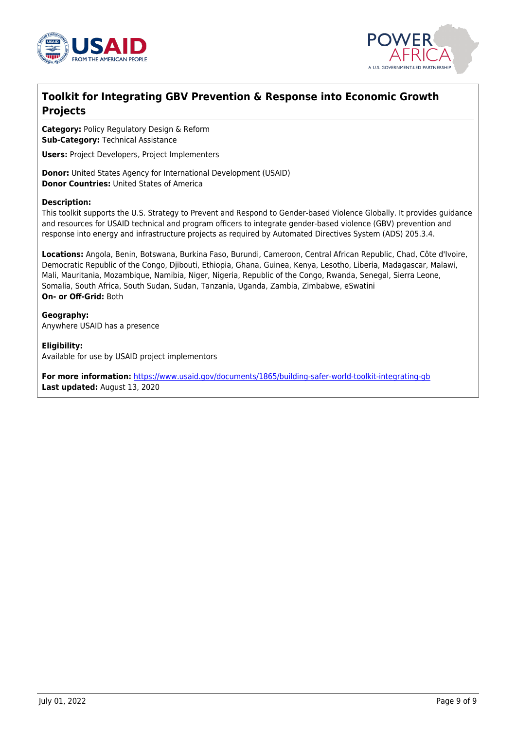## Toolkit for Integrating GBV Prevention & Response into Economic Growth Projects

**Category:** Policy Regulatory Design & Reform
**Sub-Category:** Technical Assistance

**Users:** Project Developers, Project Implementers

**Donor:** United States Agency for International Development (USAID)
**Donor Countries:** United States of America

**Description:**
This toolkit supports the U.S. Strategy to Prevent and Respond to Gender-based Violence Globally. It provides guidance and resources for USAID technical and program officers to integrate gender-based violence (GBV) prevention and response into energy and infrastructure projects as required by Automated Directives System (ADS) 205.3.4.

**Locations:** Angola, Benin, Botswana, Burkina Faso, Burundi, Cameroon, Central African Republic, Chad, Côte d'Ivoire, Democratic Republic of the Congo, Djibouti, Ethiopia, Ghana, Guinea, Kenya, Lesotho, Liberia, Madagascar, Malawi, Mali, Mauritania, Mozambique, Namibia, Niger, Nigeria, Republic of the Congo, Rwanda, Senegal, Sierra Leone, Somalia, South Africa, South Sudan, Sudan, Tanzania, Uganda, Zambia, Zimbabwe, eSwatini
**On- or Off-Grid:** Both

**Geography:**
Anywhere USAID has a presence

**Eligibility:**
Available for use by USAID project implementors

**For more information:** https://www.usaid.gov/documents/1865/building-safer-world-toolkit-integrating-gb
**Last updated:** August 13, 2020